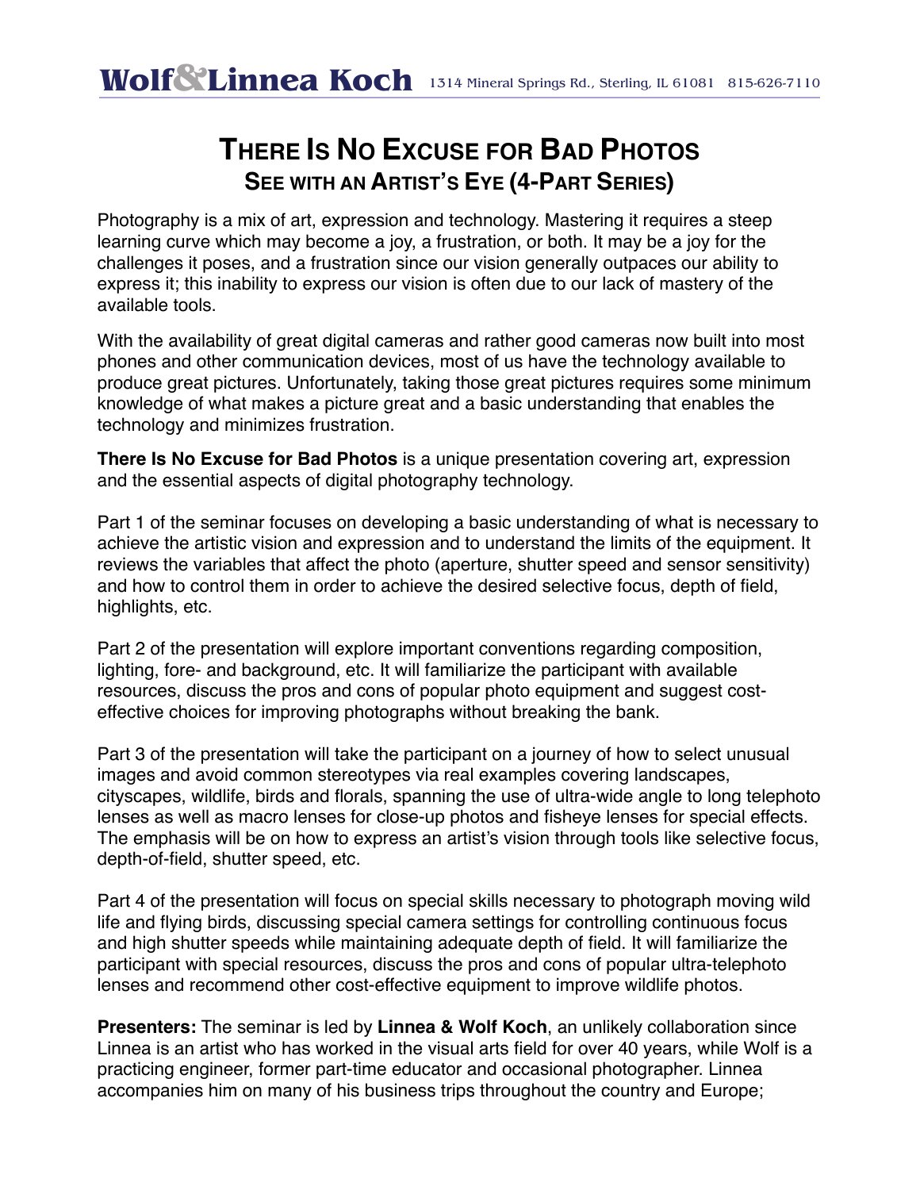**Wolf & Linnea Koch** 1314 Mineral Springs Rd., Sterling, IL 61081 815-626-7110

# There Is No Excuse for Bad Photos

## See with an Artist's Eye (4-Part Series)

Photography is a mix of art, expression and technology. Mastering it requires a steep learning curve which may become a joy, a frustration, or both. It may be a joy for the challenges it poses, and a frustration since our vision generally outpaces our ability to express it; this inability to express our vision is often due to our lack of mastery of the available tools.

With the availability of great digital cameras and rather good cameras now built into most phones and other communication devices, most of us have the technology available to produce great pictures. Unfortunately, taking those great pictures requires some minimum knowledge of what makes a picture great and a basic understanding that enables the technology and minimizes frustration.

**There Is No Excuse for Bad Photos** is a unique presentation covering art, expression and the essential aspects of digital photography technology.

Part 1 of the seminar focuses on developing a basic understanding of what is necessary to achieve the artistic vision and expression and to understand the limits of the equipment. It reviews the variables that affect the photo (aperture, shutter speed and sensor sensitivity) and how to control them in order to achieve the desired selective focus, depth of field, highlights, etc.

Part 2 of the presentation will explore important conventions regarding composition, lighting, fore- and background, etc. It will familiarize the participant with available resources, discuss the pros and cons of popular photo equipment and suggest cost-effective choices for improving photographs without breaking the bank.

Part 3 of the presentation will take the participant on a journey of how to select unusual images and avoid common stereotypes via real examples covering landscapes, cityscapes, wildlife, birds and florals, spanning the use of ultra-wide angle to long telephoto lenses as well as macro lenses for close-up photos and fisheye lenses for special effects. The emphasis will be on how to express an artist's vision through tools like selective focus, depth-of-field, shutter speed, etc.

Part 4 of the presentation will focus on special skills necessary to photograph moving wild life and flying birds, discussing special camera settings for controlling continuous focus and high shutter speeds while maintaining adequate depth of field. It will familiarize the participant with special resources, discuss the pros and cons of popular ultra-telephoto lenses and recommend other cost-effective equipment to improve wildlife photos.

**Presenters:** The seminar is led by **Linnea & Wolf Koch**, an unlikely collaboration since Linnea is an artist who has worked in the visual arts field for over 40 years, while Wolf is a practicing engineer, former part-time educator and occasional photographer. Linnea accompanies him on many of his business trips throughout the country and Europe;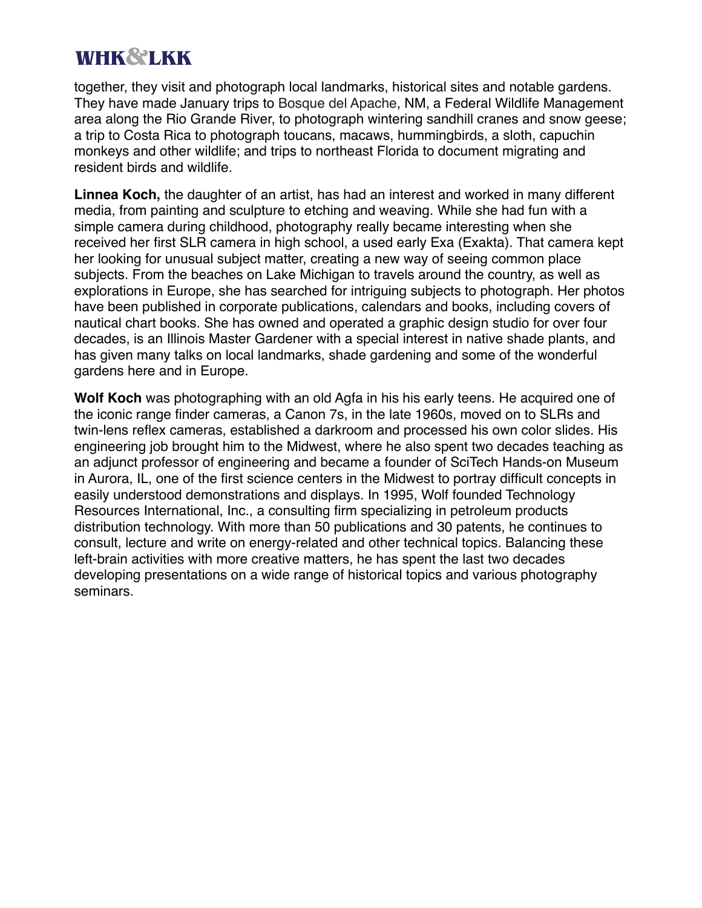together, they visit and photograph local landmarks, historical sites and notable gardens. They have made January trips to Bosque del Apache, NM, a Federal Wildlife Management area along the Rio Grande River, to photograph wintering sandhill cranes and snow geese; a trip to Costa Rica to photograph toucans, macaws, hummingbirds, a sloth, capuchin monkeys and other wildlife; and trips to northeast Florida to document migrating and resident birds and wildlife.

**Linnea Koch,** the daughter of an artist, has had an interest and worked in many different media, from painting and sculpture to etching and weaving. While she had fun with a simple camera during childhood, photography really became interesting when she received her first SLR camera in high school, a used early Exa (Exakta). That camera kept her looking for unusual subject matter, creating a new way of seeing common place subjects. From the beaches on Lake Michigan to travels around the country, as well as explorations in Europe, she has searched for intriguing subjects to photograph. Her photos have been published in corporate publications, calendars and books, including covers of nautical chart books. She has owned and operated a graphic design studio for over four decades, is an Illinois Master Gardener with a special interest in native shade plants, and has given many talks on local landmarks, shade gardening and some of the wonderful gardens here and in Europe.

**Wolf Koch** was photographing with an old Agfa in his his early teens. He acquired one of the iconic range finder cameras, a Canon 7s, in the late 1960s, moved on to SLRs and twin-lens reflex cameras, established a darkroom and processed his own color slides. His engineering job brought him to the Midwest, where he also spent two decades teaching as an adjunct professor of engineering and became a founder of SciTech Hands-on Museum in Aurora, IL, one of the first science centers in the Midwest to portray difficult concepts in easily understood demonstrations and displays. In 1995, Wolf founded Technology Resources International, Inc., a consulting firm specializing in petroleum products distribution technology. With more than 50 publications and 30 patents, he continues to consult, lecture and write on energy-related and other technical topics. Balancing these left-brain activities with more creative matters, he has spent the last two decades developing presentations on a wide range of historical topics and various photography seminars.